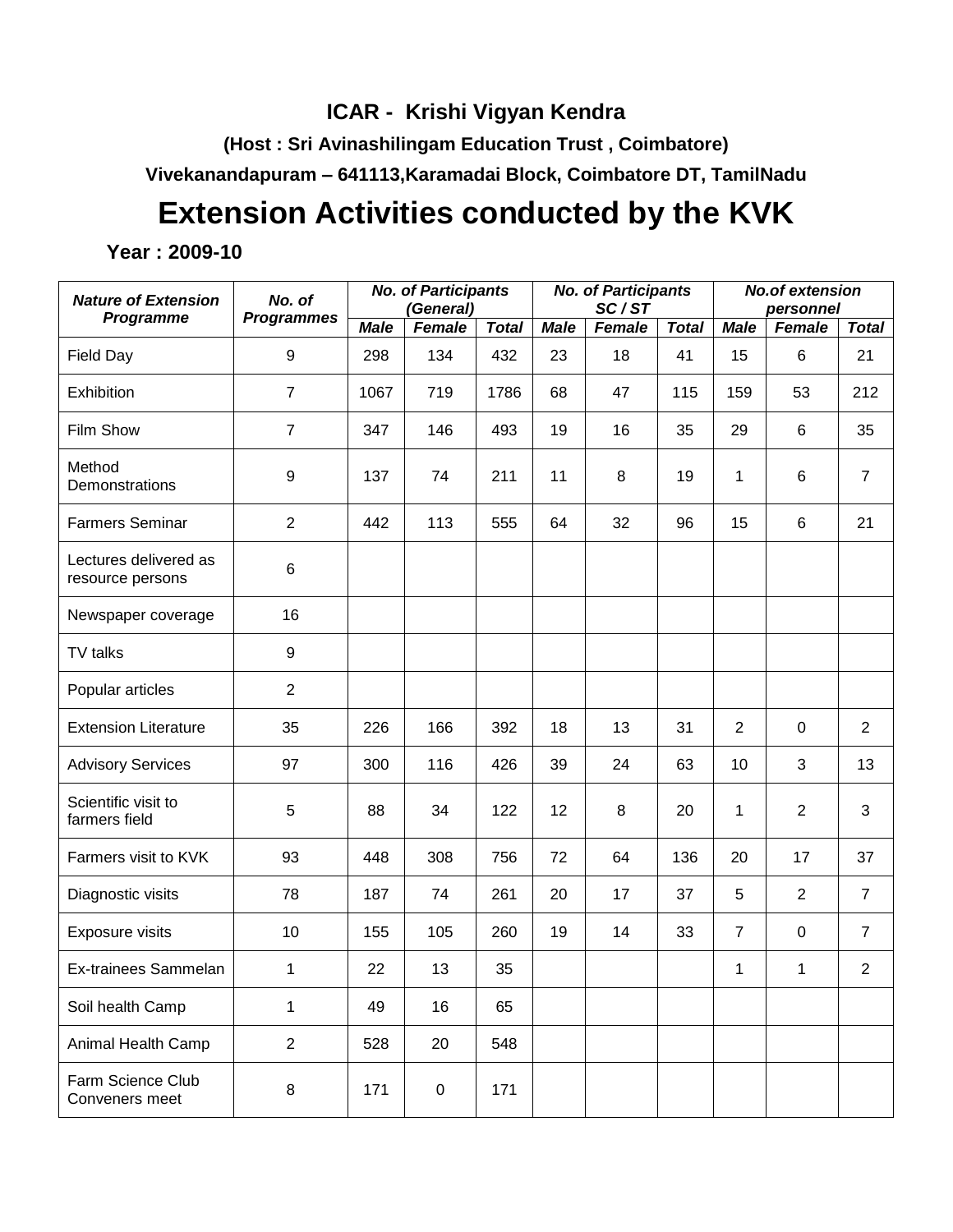# ICAR - Krishi Vigyan Kendra

### (Host : Sri Avinashilingam Education Trust , Coimbatore)

### Vivekanandapuram – 641113,Karamadai Block, Coimbatore DT, TamilNadu

## Extension Activities conducted by the KVK

**Year : 2009-10**

| *Nature of Extension Programme* | *No. of Programmes* | *No. of Participants (General)* | | | *No. of Participants SC / ST* | | | *No.of extension personnel* | | |
|---|---|---|---|---|---|---|---|---|---|---|
| | | *Male* | *Female* | *Total* | *Male* | *Female* | *Total* | *Male* | *Female* | *Total* |
| Field Day | 9 | 298 | 134 | 432 | 23 | 18 | 41 | 15 | 6 | 21 |
| Exhibition | 7 | 1067 | 719 | 1786 | 68 | 47 | 115 | 159 | 53 | 212 |
| Film Show | 7 | 347 | 146 | 493 | 19 | 16 | 35 | 29 | 6 | 35 |
| Method Demonstrations | 9 | 137 | 74 | 211 | 11 | 8 | 19 | 1 | 6 | 7 |
| Farmers Seminar | 2 | 442 | 113 | 555 | 64 | 32 | 96 | 15 | 6 | 21 |
| Lectures delivered as resource persons | 6 | | | | | | | | | |
| Newspaper coverage | 16 | | | | | | | | | |
| TV talks | 9 | | | | | | | | | |
| Popular articles | 2 | | | | | | | | | |
| Extension Literature | 35 | 226 | 166 | 392 | 18 | 13 | 31 | 2 | 0 | 2 |
| Advisory Services | 97 | 300 | 116 | 426 | 39 | 24 | 63 | 10 | 3 | 13 |
| Scientific visit to farmers field | 5 | 88 | 34 | 122 | 12 | 8 | 20 | 1 | 2 | 3 |
| Farmers visit to KVK | 93 | 448 | 308 | 756 | 72 | 64 | 136 | 20 | 17 | 37 |
| Diagnostic visits | 78 | 187 | 74 | 261 | 20 | 17 | 37 | 5 | 2 | 7 |
| Exposure visits | 10 | 155 | 105 | 260 | 19 | 14 | 33 | 7 | 0 | 7 |
| Ex-trainees Sammelan | 1 | 22 | 13 | 35 | | | | 1 | 1 | 2 |
| Soil health Camp | 1 | 49 | 16 | 65 | | | | | | |
| Animal Health Camp | 2 | 528 | 20 | 548 | | | | | | |
| Farm Science Club Conveners meet | 8 | 171 | 0 | 171 | | | | | | |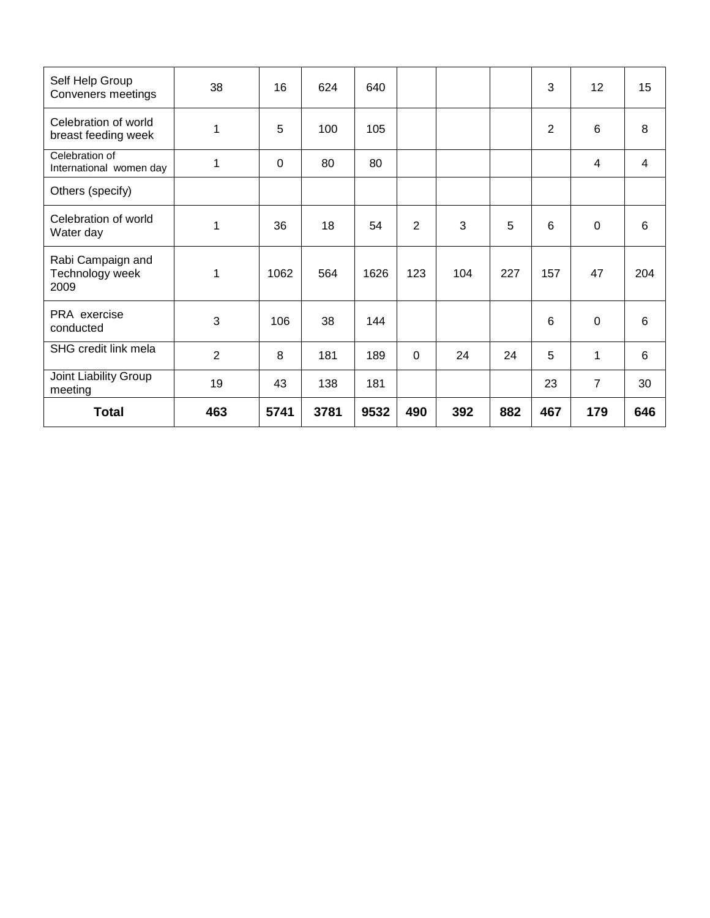| | | | | | | | | | | |
|---|---|---|---|---|---|---|---|---|---|---|
| Self Help Group Conveners meetings | 38 | 16 | 624 | 640 | | | | 3 | 12 | 15 |
| Celebration of world breast feeding week | 1 | 5 | 100 | 105 | | | | 2 | 6 | 8 |
| Celebration of International women day | 1 | 0 | 80 | 80 | | | | | 4 | 4 |
| Others (specify) | | | | | | | | | | |
| Celebration of world Water day | 1 | 36 | 18 | 54 | 2 | 3 | 5 | 6 | 0 | 6 |
| Rabi Campaign and Technology week 2009 | 1 | 1062 | 564 | 1626 | 123 | 104 | 227 | 157 | 47 | 204 |
| PRA exercise conducted | 3 | 106 | 38 | 144 | | | | 6 | 0 | 6 |
| SHG credit link mela | 2 | 8 | 181 | 189 | 0 | 24 | 24 | 5 | 1 | 6 |
| Joint Liability Group meeting | 19 | 43 | 138 | 181 | | | | 23 | 7 | 30 |
| **Total** | **463** | **5741** | **3781** | **9532** | **490** | **392** | **882** | **467** | **179** | **646** |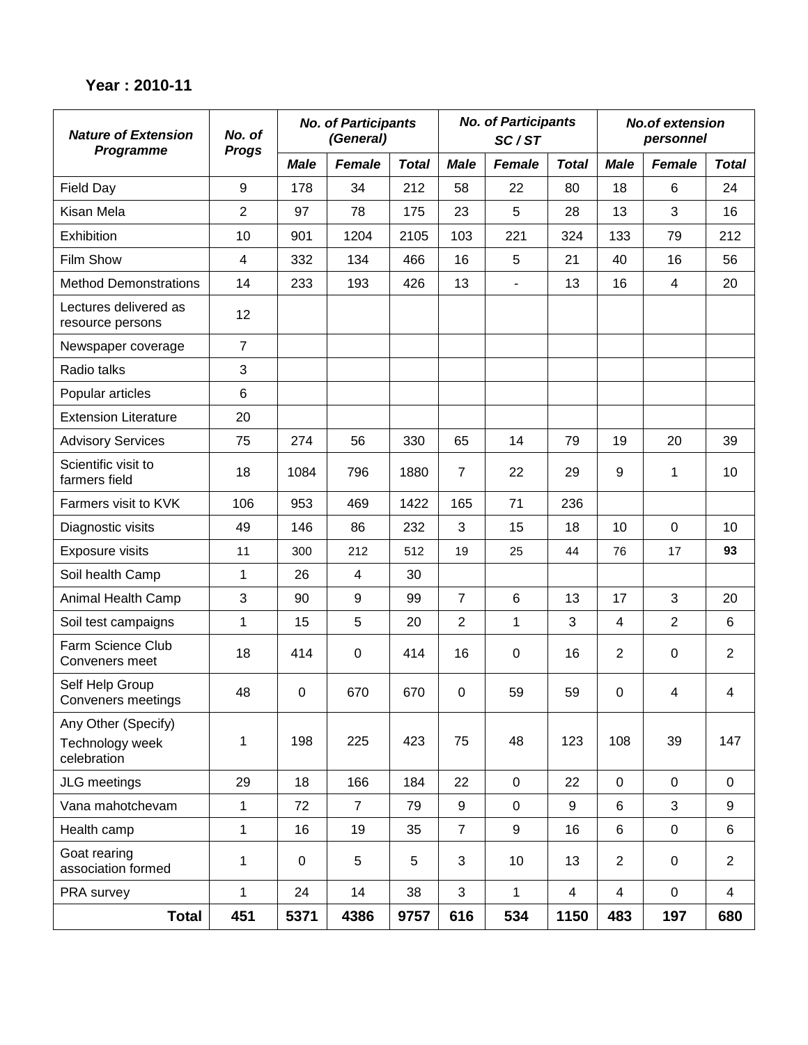**Year : 2010-11**

| Nature of Extension Programme | No. of Progs | No. of Participants (General) | | | No. of Participants SC / ST | | | No.of extension personnel | | |
|---|---|---|---|---|---|---|---|---|---|---|
| | | Male | Female | Total | Male | Female | Total | Male | Female | Total |
| Field Day | 9 | 178 | 34 | 212 | 58 | 22 | 80 | 18 | 6 | 24 |
| Kisan Mela | 2 | 97 | 78 | 175 | 23 | 5 | 28 | 13 | 3 | 16 |
| Exhibition | 10 | 901 | 1204 | 2105 | 103 | 221 | 324 | 133 | 79 | 212 |
| Film Show | 4 | 332 | 134 | 466 | 16 | 5 | 21 | 40 | 16 | 56 |
| Method Demonstrations | 14 | 233 | 193 | 426 | 13 | - | 13 | 16 | 4 | 20 |
| Lectures delivered as resource persons | 12 | | | | | | | | | |
| Newspaper coverage | 7 | | | | | | | | | |
| Radio talks | 3 | | | | | | | | | |
| Popular articles | 6 | | | | | | | | | |
| Extension Literature | 20 | | | | | | | | | |
| Advisory Services | 75 | 274 | 56 | 330 | 65 | 14 | 79 | 19 | 20 | 39 |
| Scientific visit to farmers field | 18 | 1084 | 796 | 1880 | 7 | 22 | 29 | 9 | 1 | 10 |
| Farmers visit to KVK | 106 | 953 | 469 | 1422 | 165 | 71 | 236 | | | |
| Diagnostic visits | 49 | 146 | 86 | 232 | 3 | 15 | 18 | 10 | 0 | 10 |
| Exposure visits | 11 | 300 | 212 | 512 | 19 | 25 | 44 | 76 | 17 | **93** |
| Soil health Camp | 1 | 26 | 4 | 30 | | | | | | |
| Animal Health Camp | 3 | 90 | 9 | 99 | 7 | 6 | 13 | 17 | 3 | 20 |
| Soil test campaigns | 1 | 15 | 5 | 20 | 2 | 1 | 3 | 4 | 2 | 6 |
| Farm Science Club Conveners meet | 18 | 414 | 0 | 414 | 16 | 0 | 16 | 2 | 0 | 2 |
| Self Help Group Conveners meetings | 48 | 0 | 670 | 670 | 0 | 59 | 59 | 0 | 4 | 4 |
| Any Other (Specify) Technology week celebration | 1 | 198 | 225 | 423 | 75 | 48 | 123 | 108 | 39 | 147 |
| JLG meetings | 29 | 18 | 166 | 184 | 22 | 0 | 22 | 0 | 0 | 0 |
| Vana mahotchevam | 1 | 72 | 7 | 79 | 9 | 0 | 9 | 6 | 3 | 9 |
| Health camp | 1 | 16 | 19 | 35 | 7 | 9 | 16 | 6 | 0 | 6 |
| Goat rearing association formed | 1 | 0 | 5 | 5 | 3 | 10 | 13 | 2 | 0 | 2 |
| PRA survey | 1 | 24 | 14 | 38 | 3 | 1 | 4 | 4 | 0 | 4 |
| **Total** | **451** | **5371** | **4386** | **9757** | **616** | **534** | **1150** | **483** | **197** | **680** |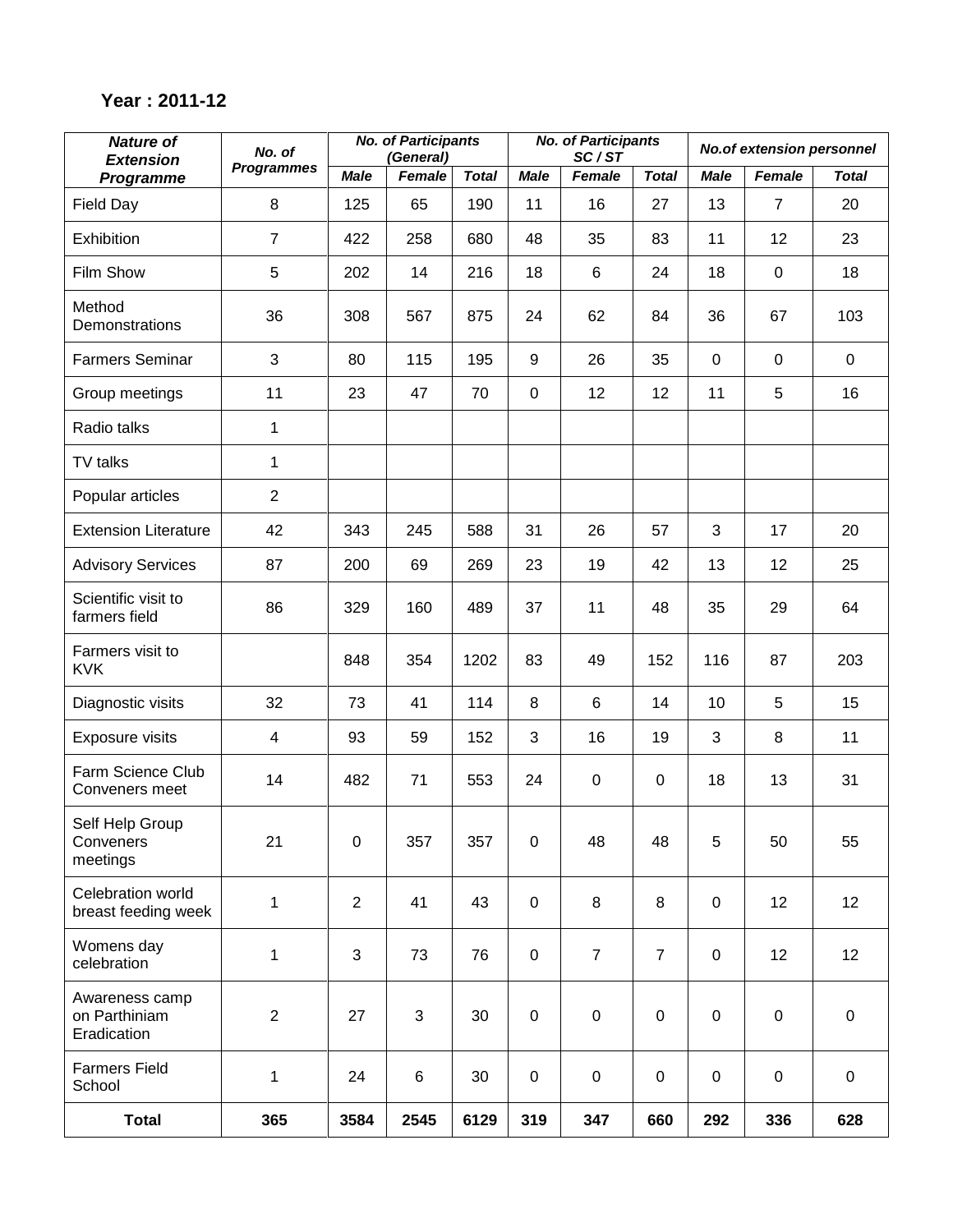**Year : 2011-12**

| *Nature of Extension Programme* | *No. of Programmes* | *No. of Participants (General)* | | | *No. of Participants SC / ST* | | | *No.of extension personnel* | | |
|---|---|---|---|---|---|---|---|---|---|---|
| | | *Male* | *Female* | *Total* | *Male* | *Female* | *Total* | *Male* | *Female* | *Total* |
| Field Day | 8 | 125 | 65 | 190 | 11 | 16 | 27 | 13 | 7 | 20 |
| Exhibition | 7 | 422 | 258 | 680 | 48 | 35 | 83 | 11 | 12 | 23 |
| Film Show | 5 | 202 | 14 | 216 | 18 | 6 | 24 | 18 | 0 | 18 |
| Method Demonstrations | 36 | 308 | 567 | 875 | 24 | 62 | 84 | 36 | 67 | 103 |
| Farmers Seminar | 3 | 80 | 115 | 195 | 9 | 26 | 35 | 0 | 0 | 0 |
| Group meetings | 11 | 23 | 47 | 70 | 0 | 12 | 12 | 11 | 5 | 16 |
| Radio talks | 1 | | | | | | | | | |
| TV talks | 1 | | | | | | | | | |
| Popular articles | 2 | | | | | | | | | |
| Extension Literature | 42 | 343 | 245 | 588 | 31 | 26 | 57 | 3 | 17 | 20 |
| Advisory Services | 87 | 200 | 69 | 269 | 23 | 19 | 42 | 13 | 12 | 25 |
| Scientific visit to farmers field | 86 | 329 | 160 | 489 | 37 | 11 | 48 | 35 | 29 | 64 |
| Farmers visit to KVK | | 848 | 354 | 1202 | 83 | 49 | 152 | 116 | 87 | 203 |
| Diagnostic visits | 32 | 73 | 41 | 114 | 8 | 6 | 14 | 10 | 5 | 15 |
| Exposure visits | 4 | 93 | 59 | 152 | 3 | 16 | 19 | 3 | 8 | 11 |
| Farm Science Club Conveners meet | 14 | 482 | 71 | 553 | 24 | 0 | 0 | 18 | 13 | 31 |
| Self Help Group Conveners meetings | 21 | 0 | 357 | 357 | 0 | 48 | 48 | 5 | 50 | 55 |
| Celebration world breast feeding week | 1 | 2 | 41 | 43 | 0 | 8 | 8 | 0 | 12 | 12 |
| Womens day celebration | 1 | 3 | 73 | 76 | 0 | 7 | 7 | 0 | 12 | 12 |
| Awareness camp on Parthiniam Eradication | 2 | 27 | 3 | 30 | 0 | 0 | 0 | 0 | 0 | 0 |
| Farmers Field School | 1 | 24 | 6 | 30 | 0 | 0 | 0 | 0 | 0 | 0 |
| **Total** | **365** | **3584** | **2545** | **6129** | **319** | **347** | **660** | **292** | **336** | **628** |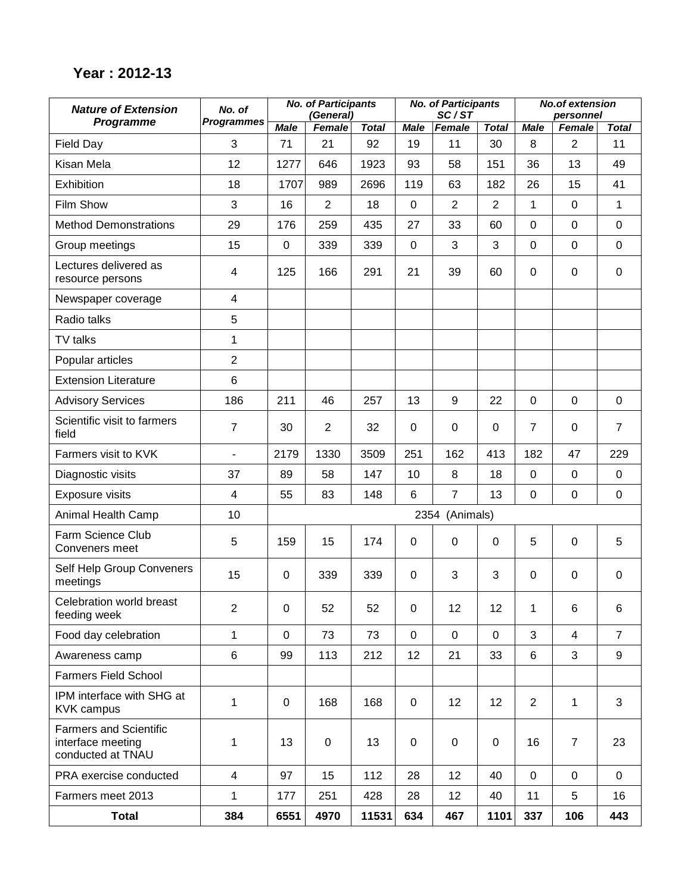**Year : 2012-13**

| *Nature of Extension Programme* | *No. of Programmes* | *No. of Participants (General)* | | | *No. of Participants SC / ST* | | | *No.of extension personnel* | | |
|---|---|---|---|---|---|---|---|---|---|---|
| | | *Male* | *Female* | *Total* | *Male* | *Female* | *Total* | *Male* | *Female* | *Total* |
| Field Day | 3 | 71 | 21 | 92 | 19 | 11 | 30 | 8 | 2 | 11 |
| Kisan Mela | 12 | 1277 | 646 | 1923 | 93 | 58 | 151 | 36 | 13 | 49 |
| Exhibition | 18 | 1707 | 989 | 2696 | 119 | 63 | 182 | 26 | 15 | 41 |
| Film Show | 3 | 16 | 2 | 18 | 0 | 2 | 2 | 1 | 0 | 1 |
| Method Demonstrations | 29 | 176 | 259 | 435 | 27 | 33 | 60 | 0 | 0 | 0 |
| Group meetings | 15 | 0 | 339 | 339 | 0 | 3 | 3 | 0 | 0 | 0 |
| Lectures delivered as resource persons | 4 | 125 | 166 | 291 | 21 | 39 | 60 | 0 | 0 | 0 |
| Newspaper coverage | 4 | | | | | | | | | |
| Radio talks | 5 | | | | | | | | | |
| TV talks | 1 | | | | | | | | | |
| Popular articles | 2 | | | | | | | | | |
| Extension Literature | 6 | | | | | | | | | |
| Advisory Services | 186 | 211 | 46 | 257 | 13 | 9 | 22 | 0 | 0 | 0 |
| Scientific visit to farmers field | 7 | 30 | 2 | 32 | 0 | 0 | 0 | 7 | 0 | 7 |
| Farmers visit to KVK | - | 2179 | 1330 | 3509 | 251 | 162 | 413 | 182 | 47 | 229 |
| Diagnostic visits | 37 | 89 | 58 | 147 | 10 | 8 | 18 | 0 | 0 | 0 |
| Exposure visits | 4 | 55 | 83 | 148 | 6 | 7 | 13 | 0 | 0 | 0 |
| Animal Health Camp | 10 | 2354 (Animals) | | | | | | | | |
| Farm Science Club Conveners meet | 5 | 159 | 15 | 174 | 0 | 0 | 0 | 5 | 0 | 5 |
| Self Help Group Conveners meetings | 15 | 0 | 339 | 339 | 0 | 3 | 3 | 0 | 0 | 0 |
| Celebration world breast feeding week | 2 | 0 | 52 | 52 | 0 | 12 | 12 | 1 | 6 | 6 |
| Food day celebration | 1 | 0 | 73 | 73 | 0 | 0 | 0 | 3 | 4 | 7 |
| Awareness camp | 6 | 99 | 113 | 212 | 12 | 21 | 33 | 6 | 3 | 9 |
| Farmers Field School | | | | | | | | | | |
| IPM interface with SHG at KVK campus | 1 | 0 | 168 | 168 | 0 | 12 | 12 | 2 | 1 | 3 |
| Farmers and Scientific interface meeting conducted at TNAU | 1 | 13 | 0 | 13 | 0 | 0 | 0 | 16 | 7 | 23 |
| PRA exercise conducted | 4 | 97 | 15 | 112 | 28 | 12 | 40 | 0 | 0 | 0 |
| Farmers meet 2013 | 1 | 177 | 251 | 428 | 28 | 12 | 40 | 11 | 5 | 16 |
| **Total** | **384** | **6551** | **4970** | **11531** | **634** | **467** | **1101** | **337** | **106** | **443** |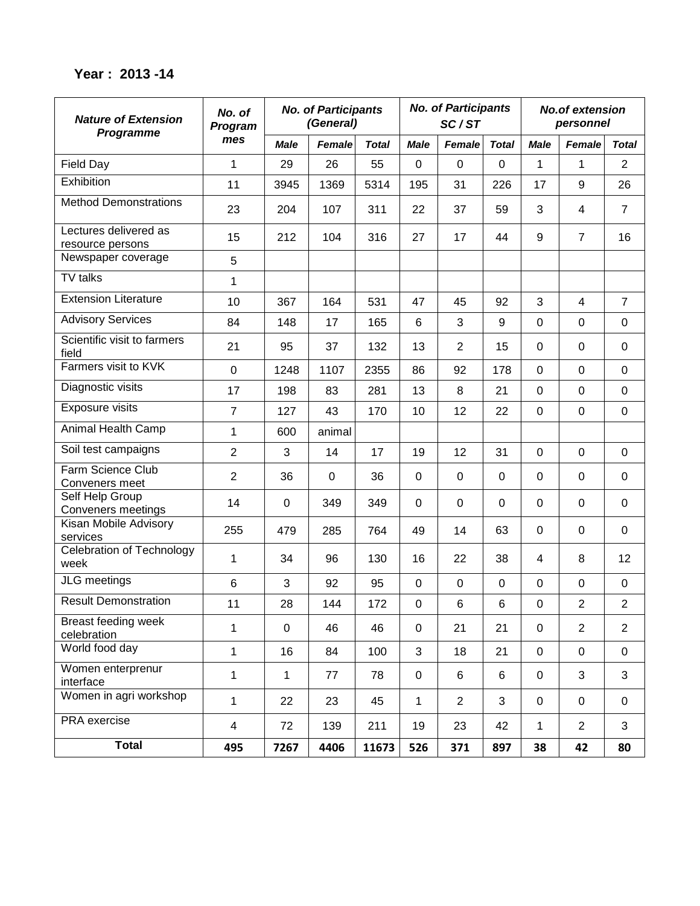**Year : 2013 -14**

| Nature of Extension Programme | No. of Programmes | No. of Participants (General) | | | No. of Participants SC / ST | | | No.of extension personnel | | |
|---|---|---|---|---|---|---|---|---|---|---|
| | | Male | Female | Total | Male | Female | Total | Male | Female | Total |
| Field Day | 1 | 29 | 26 | 55 | 0 | 0 | 0 | 1 | 1 | 2 |
| Exhibition | 11 | 3945 | 1369 | 5314 | 195 | 31 | 226 | 17 | 9 | 26 |
| Method Demonstrations | 23 | 204 | 107 | 311 | 22 | 37 | 59 | 3 | 4 | 7 |
| Lectures delivered as resource persons | 15 | 212 | 104 | 316 | 27 | 17 | 44 | 9 | 7 | 16 |
| Newspaper coverage | 5 | | | | | | | | | |
| TV talks | 1 | | | | | | | | | |
| Extension Literature | 10 | 367 | 164 | 531 | 47 | 45 | 92 | 3 | 4 | 7 |
| Advisory Services | 84 | 148 | 17 | 165 | 6 | 3 | 9 | 0 | 0 | 0 |
| Scientific visit to farmers field | 21 | 95 | 37 | 132 | 13 | 2 | 15 | 0 | 0 | 0 |
| Farmers visit to KVK | 0 | 1248 | 1107 | 2355 | 86 | 92 | 178 | 0 | 0 | 0 |
| Diagnostic visits | 17 | 198 | 83 | 281 | 13 | 8 | 21 | 0 | 0 | 0 |
| Exposure visits | 7 | 127 | 43 | 170 | 10 | 12 | 22 | 0 | 0 | 0 |
| Animal Health Camp | 1 | 600 | animal | | | | | | | |
| Soil test campaigns | 2 | 3 | 14 | 17 | 19 | 12 | 31 | 0 | 0 | 0 |
| Farm Science Club Conveners meet | 2 | 36 | 0 | 36 | 0 | 0 | 0 | 0 | 0 | 0 |
| Self Help Group Conveners meetings | 14 | 0 | 349 | 349 | 0 | 0 | 0 | 0 | 0 | 0 |
| Kisan Mobile Advisory services | 255 | 479 | 285 | 764 | 49 | 14 | 63 | 0 | 0 | 0 |
| Celebration of Technology week | 1 | 34 | 96 | 130 | 16 | 22 | 38 | 4 | 8 | 12 |
| JLG meetings | 6 | 3 | 92 | 95 | 0 | 0 | 0 | 0 | 0 | 0 |
| Result Demonstration | 11 | 28 | 144 | 172 | 0 | 6 | 6 | 0 | 2 | 2 |
| Breast feeding week celebration | 1 | 0 | 46 | 46 | 0 | 21 | 21 | 0 | 2 | 2 |
| World food day | 1 | 16 | 84 | 100 | 3 | 18 | 21 | 0 | 0 | 0 |
| Women enterprenur interface | 1 | 1 | 77 | 78 | 0 | 6 | 6 | 0 | 3 | 3 |
| Women in agri workshop | 1 | 22 | 23 | 45 | 1 | 2 | 3 | 0 | 0 | 0 |
| PRA exercise | 4 | 72 | 139 | 211 | 19 | 23 | 42 | 1 | 2 | 3 |
| **Total** | **495** | **7267** | **4406** | **11673** | **526** | **371** | **897** | **38** | **42** | **80** |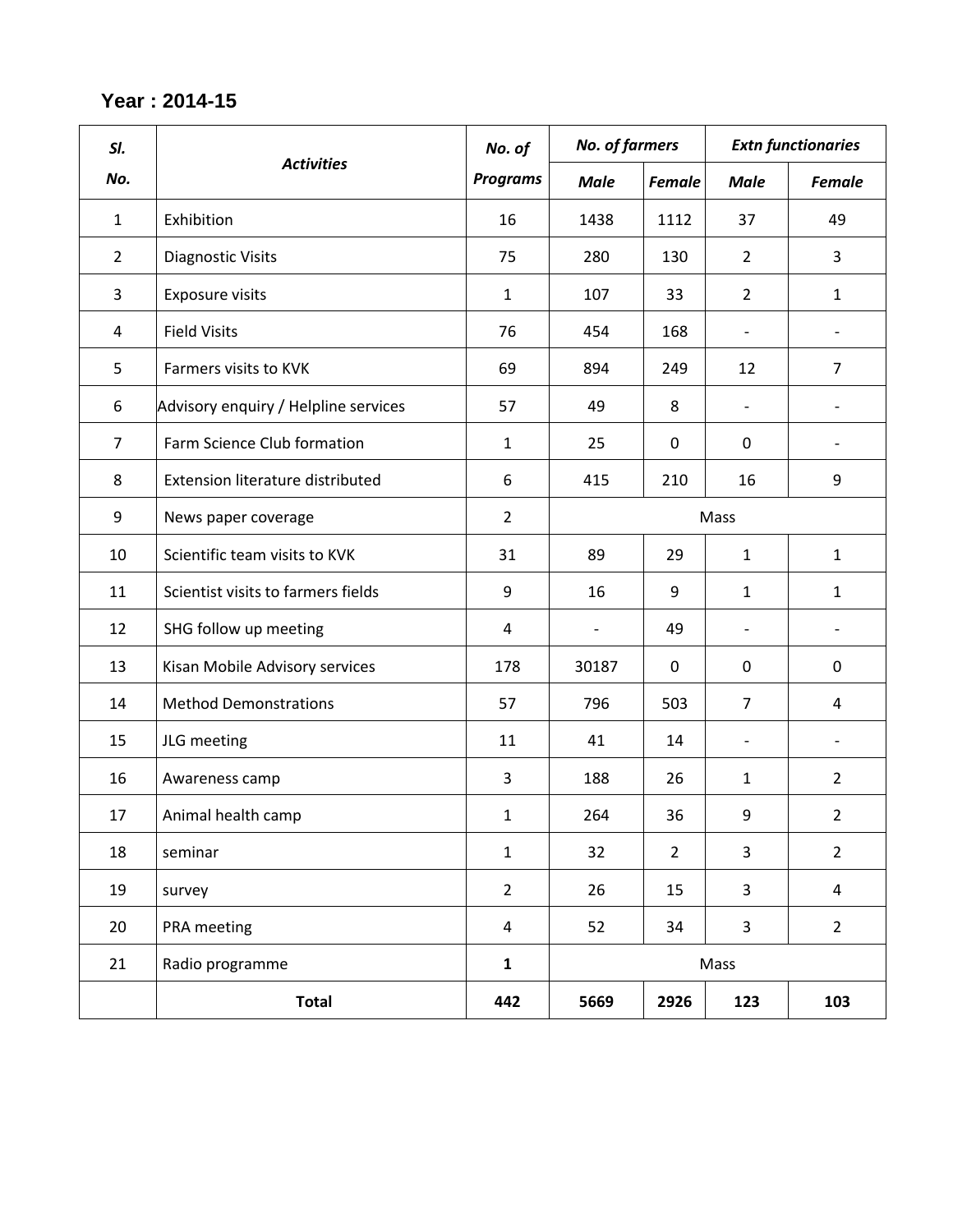**Year : 2014-15**

| Sl. No. | Activities | No. of Programs | No. of farmers | | Extn functionaries | |
|---|---|---|---|---|---|---|
| | | | Male | Female | Male | Female |
| 1 | Exhibition | 16 | 1438 | 1112 | 37 | 49 |
| 2 | Diagnostic Visits | 75 | 280 | 130 | 2 | 3 |
| 3 | Exposure visits | 1 | 107 | 33 | 2 | 1 |
| 4 | Field Visits | 76 | 454 | 168 | - | - |
| 5 | Farmers visits to KVK | 69 | 894 | 249 | 12 | 7 |
| 6 | Advisory enquiry / Helpline services | 57 | 49 | 8 | - | - |
| 7 | Farm Science Club formation | 1 | 25 | 0 | 0 | - |
| 8 | Extension literature distributed | 6 | 415 | 210 | 16 | 9 |
| 9 | News paper coverage | 2 | Mass | | | |
| 10 | Scientific team visits to KVK | 31 | 89 | 29 | 1 | 1 |
| 11 | Scientist visits to farmers fields | 9 | 16 | 9 | 1 | 1 |
| 12 | SHG follow up meeting | 4 | - | 49 | - | - |
| 13 | Kisan Mobile Advisory services | 178 | 30187 | 0 | 0 | 0 |
| 14 | Method Demonstrations | 57 | 796 | 503 | 7 | 4 |
| 15 | JLG meeting | 11 | 41 | 14 | - | - |
| 16 | Awareness camp | 3 | 188 | 26 | 1 | 2 |
| 17 | Animal health camp | 1 | 264 | 36 | 9 | 2 |
| 18 | seminar | 1 | 32 | 2 | 3 | 2 |
| 19 | survey | 2 | 26 | 15 | 3 | 4 |
| 20 | PRA meeting | 4 | 52 | 34 | 3 | 2 |
| 21 | Radio programme | **1** | Mass | | | |
| | **Total** | **442** | **5669** | **2926** | **123** | **103** |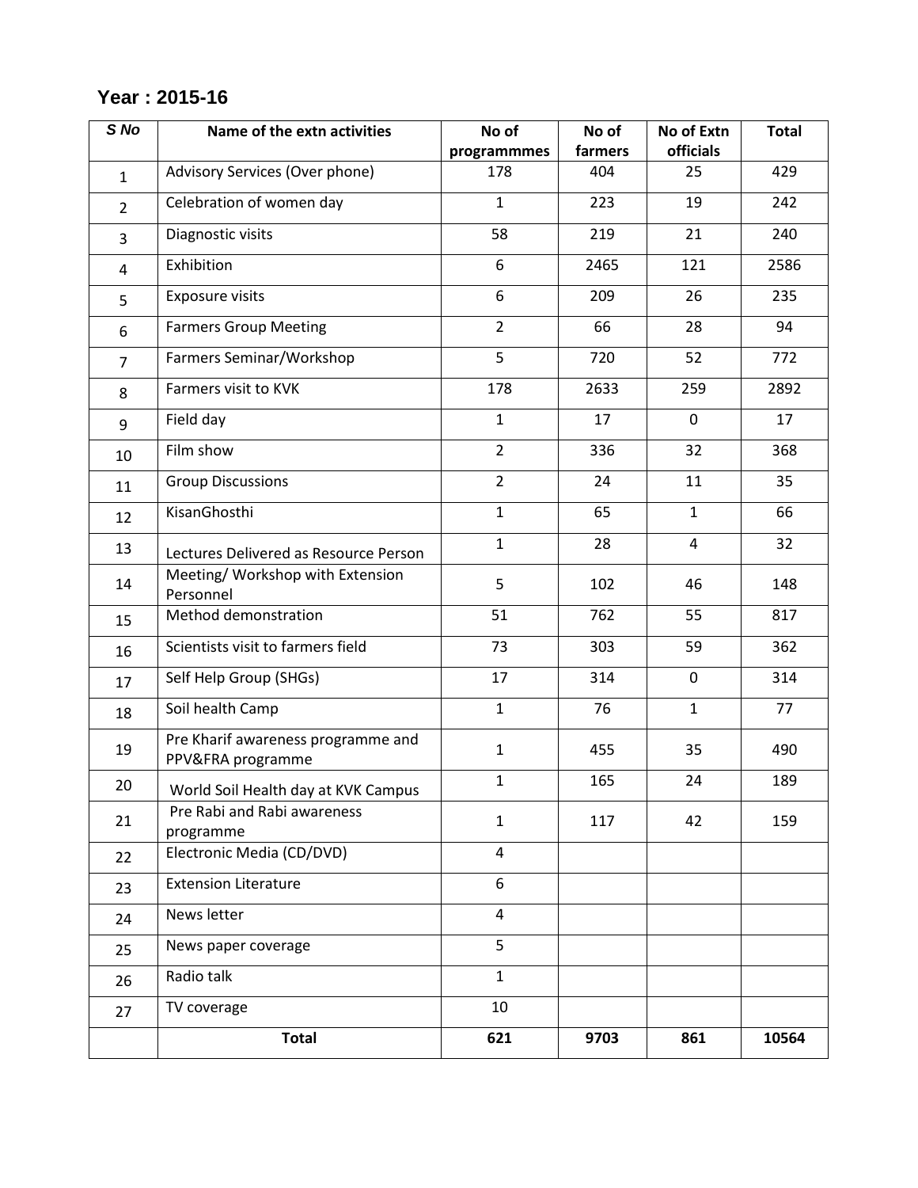## Year : 2015-16

| S No | Name of the extn activities | No of programmmes | No of farmers | No of Extn officials | Total |
|---|---|---|---|---|---|
| 1 | Advisory Services (Over phone) | 178 | 404 | 25 | 429 |
| 2 | Celebration of women day | 1 | 223 | 19 | 242 |
| 3 | Diagnostic visits | 58 | 219 | 21 | 240 |
| 4 | Exhibition | 6 | 2465 | 121 | 2586 |
| 5 | Exposure visits | 6 | 209 | 26 | 235 |
| 6 | Farmers Group Meeting | 2 | 66 | 28 | 94 |
| 7 | Farmers Seminar/Workshop | 5 | 720 | 52 | 772 |
| 8 | Farmers visit to KVK | 178 | 2633 | 259 | 2892 |
| 9 | Field day | 1 | 17 | 0 | 17 |
| 10 | Film show | 2 | 336 | 32 | 368 |
| 11 | Group Discussions | 2 | 24 | 11 | 35 |
| 12 | KisanGhosthi | 1 | 65 | 1 | 66 |
| 13 | Lectures Delivered as Resource Person | 1 | 28 | 4 | 32 |
| 14 | Meeting/ Workshop with Extension Personnel | 5 | 102 | 46 | 148 |
| 15 | Method demonstration | 51 | 762 | 55 | 817 |
| 16 | Scientists visit to farmers field | 73 | 303 | 59 | 362 |
| 17 | Self Help Group (SHGs) | 17 | 314 | 0 | 314 |
| 18 | Soil health Camp | 1 | 76 | 1 | 77 |
| 19 | Pre Kharif awareness programme and PPV&FRA programme | 1 | 455 | 35 | 490 |
| 20 | World Soil Health day at KVK Campus | 1 | 165 | 24 | 189 |
| 21 | Pre Rabi and Rabi awareness programme | 1 | 117 | 42 | 159 |
| 22 | Electronic Media (CD/DVD) | 4 | | | |
| 23 | Extension Literature | 6 | | | |
| 24 | News letter | 4 | | | |
| 25 | News paper coverage | 5 | | | |
| 26 | Radio talk | 1 | | | |
| 27 | TV coverage | 10 | | | |
| | **Total** | **621** | **9703** | **861** | **10564** |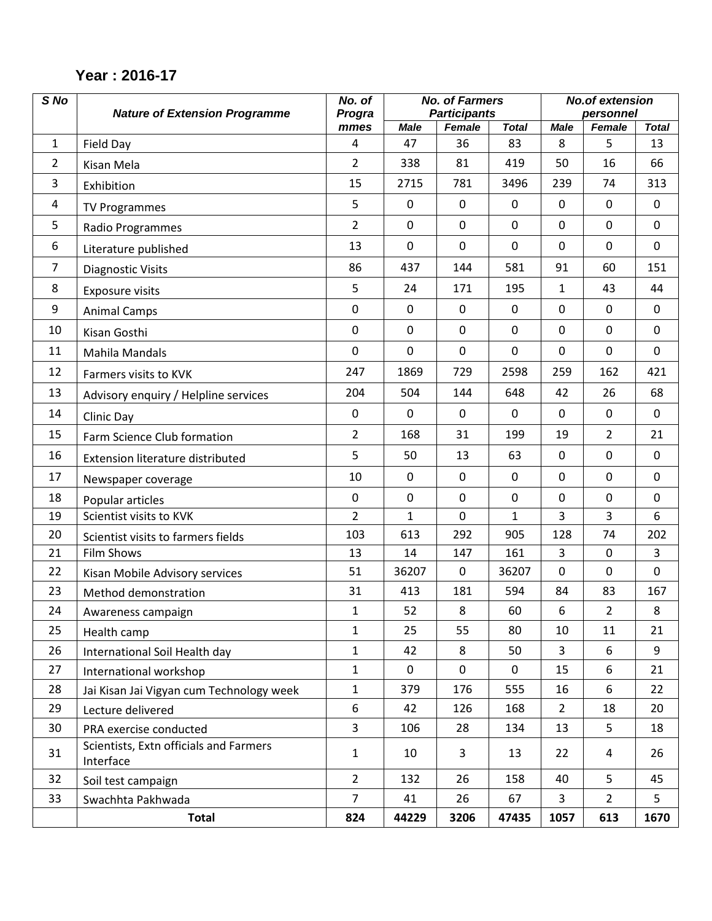## Year : 2016-17

| S No | Nature of Extension Programme | No. of Programmes | No. of Farmers Participants | | | No.of extension personnel | | |
|---|---|---|---|---|---|---|---|---|
| | | | Male | Female | Total | Male | Female | Total |
| 1 | Field Day | 4 | 47 | 36 | 83 | 8 | 5 | 13 |
| 2 | Kisan Mela | 2 | 338 | 81 | 419 | 50 | 16 | 66 |
| 3 | Exhibition | 15 | 2715 | 781 | 3496 | 239 | 74 | 313 |
| 4 | TV Programmes | 5 | 0 | 0 | 0 | 0 | 0 | 0 |
| 5 | Radio Programmes | 2 | 0 | 0 | 0 | 0 | 0 | 0 |
| 6 | Literature published | 13 | 0 | 0 | 0 | 0 | 0 | 0 |
| 7 | Diagnostic Visits | 86 | 437 | 144 | 581 | 91 | 60 | 151 |
| 8 | Exposure visits | 5 | 24 | 171 | 195 | 1 | 43 | 44 |
| 9 | Animal Camps | 0 | 0 | 0 | 0 | 0 | 0 | 0 |
| 10 | Kisan Gosthi | 0 | 0 | 0 | 0 | 0 | 0 | 0 |
| 11 | Mahila Mandals | 0 | 0 | 0 | 0 | 0 | 0 | 0 |
| 12 | Farmers visits to KVK | 247 | 1869 | 729 | 2598 | 259 | 162 | 421 |
| 13 | Advisory enquiry / Helpline services | 204 | 504 | 144 | 648 | 42 | 26 | 68 |
| 14 | Clinic Day | 0 | 0 | 0 | 0 | 0 | 0 | 0 |
| 15 | Farm Science Club formation | 2 | 168 | 31 | 199 | 19 | 2 | 21 |
| 16 | Extension literature distributed | 5 | 50 | 13 | 63 | 0 | 0 | 0 |
| 17 | Newspaper coverage | 10 | 0 | 0 | 0 | 0 | 0 | 0 |
| 18 | Popular articles | 0 | 0 | 0 | 0 | 0 | 0 | 0 |
| 19 | Scientist visits to KVK | 2 | 1 | 0 | 1 | 3 | 3 | 6 |
| 20 | Scientist visits to farmers fields | 103 | 613 | 292 | 905 | 128 | 74 | 202 |
| 21 | Film Shows | 13 | 14 | 147 | 161 | 3 | 0 | 3 |
| 22 | Kisan Mobile Advisory services | 51 | 36207 | 0 | 36207 | 0 | 0 | 0 |
| 23 | Method demonstration | 31 | 413 | 181 | 594 | 84 | 83 | 167 |
| 24 | Awareness campaign | 1 | 52 | 8 | 60 | 6 | 2 | 8 |
| 25 | Health camp | 1 | 25 | 55 | 80 | 10 | 11 | 21 |
| 26 | International Soil Health day | 1 | 42 | 8 | 50 | 3 | 6 | 9 |
| 27 | International workshop | 1 | 0 | 0 | 0 | 15 | 6 | 21 |
| 28 | Jai Kisan Jai Vigyan cum Technology week | 1 | 379 | 176 | 555 | 16 | 6 | 22 |
| 29 | Lecture delivered | 6 | 42 | 126 | 168 | 2 | 18 | 20 |
| 30 | PRA exercise conducted | 3 | 106 | 28 | 134 | 13 | 5 | 18 |
| 31 | Scientists, Extn officials and Farmers Interface | 1 | 10 | 3 | 13 | 22 | 4 | 26 |
| 32 | Soil test campaign | 2 | 132 | 26 | 158 | 40 | 5 | 45 |
| 33 | Swachhta Pakhwada | 7 | 41 | 26 | 67 | 3 | 2 | 5 |
| | **Total** | **824** | **44229** | **3206** | **47435** | **1057** | **613** | **1670** |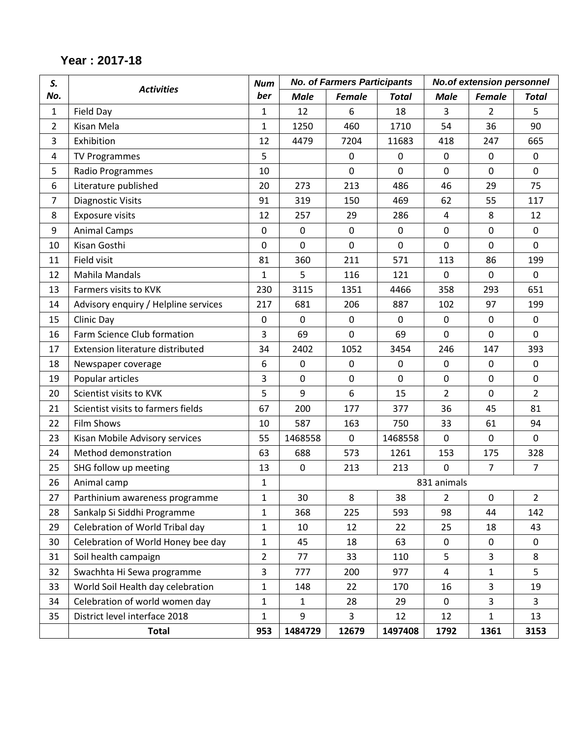**Year : 2017-18**

| S. No. | Activities | Number | No. of Farmers Participants | | | No.of extension personnel | | |
|---|---|---|---|---|---|---|---|---|
| | | | Male | Female | Total | Male | Female | Total |
| 1 | Field Day | 1 | 12 | 6 | 18 | 3 | 2 | 5 |
| 2 | Kisan Mela | 1 | 1250 | 460 | 1710 | 54 | 36 | 90 |
| 3 | Exhibition | 12 | 4479 | 7204 | 11683 | 418 | 247 | 665 |
| 4 | TV Programmes | 5 | | 0 | 0 | 0 | 0 | 0 |
| 5 | Radio Programmes | 10 | | 0 | 0 | 0 | 0 | 0 |
| 6 | Literature published | 20 | 273 | 213 | 486 | 46 | 29 | 75 |
| 7 | Diagnostic Visits | 91 | 319 | 150 | 469 | 62 | 55 | 117 |
| 8 | Exposure visits | 12 | 257 | 29 | 286 | 4 | 8 | 12 |
| 9 | Animal Camps | 0 | 0 | 0 | 0 | 0 | 0 | 0 |
| 10 | Kisan Gosthi | 0 | 0 | 0 | 0 | 0 | 0 | 0 |
| 11 | Field visit | 81 | 360 | 211 | 571 | 113 | 86 | 199 |
| 12 | Mahila Mandals | 1 | 5 | 116 | 121 | 0 | 0 | 0 |
| 13 | Farmers visits to KVK | 230 | 3115 | 1351 | 4466 | 358 | 293 | 651 |
| 14 | Advisory enquiry / Helpline services | 217 | 681 | 206 | 887 | 102 | 97 | 199 |
| 15 | Clinic Day | 0 | 0 | 0 | 0 | 0 | 0 | 0 |
| 16 | Farm Science Club formation | 3 | 69 | 0 | 69 | 0 | 0 | 0 |
| 17 | Extension literature distributed | 34 | 2402 | 1052 | 3454 | 246 | 147 | 393 |
| 18 | Newspaper coverage | 6 | 0 | 0 | 0 | 0 | 0 | 0 |
| 19 | Popular articles | 3 | 0 | 0 | 0 | 0 | 0 | 0 |
| 20 | Scientist visits to KVK | 5 | 9 | 6 | 15 | 2 | 0 | 2 |
| 21 | Scientist visits to farmers fields | 67 | 200 | 177 | 377 | 36 | 45 | 81 |
| 22 | Film Shows | 10 | 587 | 163 | 750 | 33 | 61 | 94 |
| 23 | Kisan Mobile Advisory services | 55 | 1468558 | 0 | 1468558 | 0 | 0 | 0 |
| 24 | Method demonstration | 63 | 688 | 573 | 1261 | 153 | 175 | 328 |
| 25 | SHG follow up meeting | 13 | 0 | 213 | 213 | 0 | 7 | 7 |
| 26 | Animal camp | 1 | | 831 animals | | | | |
| 27 | Parthinium awareness programme | 1 | 30 | 8 | 38 | 2 | 0 | 2 |
| 28 | Sankalp Si Siddhi Programme | 1 | 368 | 225 | 593 | 98 | 44 | 142 |
| 29 | Celebration of World Tribal day | 1 | 10 | 12 | 22 | 25 | 18 | 43 |
| 30 | Celebration of World Honey bee day | 1 | 45 | 18 | 63 | 0 | 0 | 0 |
| 31 | Soil health campaign | 2 | 77 | 33 | 110 | 5 | 3 | 8 |
| 32 | Swachhta Hi Sewa programme | 3 | 777 | 200 | 977 | 4 | 1 | 5 |
| 33 | World Soil Health day celebration | 1 | 148 | 22 | 170 | 16 | 3 | 19 |
| 34 | Celebration of world women day | 1 | 1 | 28 | 29 | 0 | 3 | 3 |
| 35 | District level interface 2018 | 1 | 9 | 3 | 12 | 12 | 1 | 13 |
| | **Total** | **953** | **1484729** | **12679** | **1497408** | **1792** | **1361** | **3153** |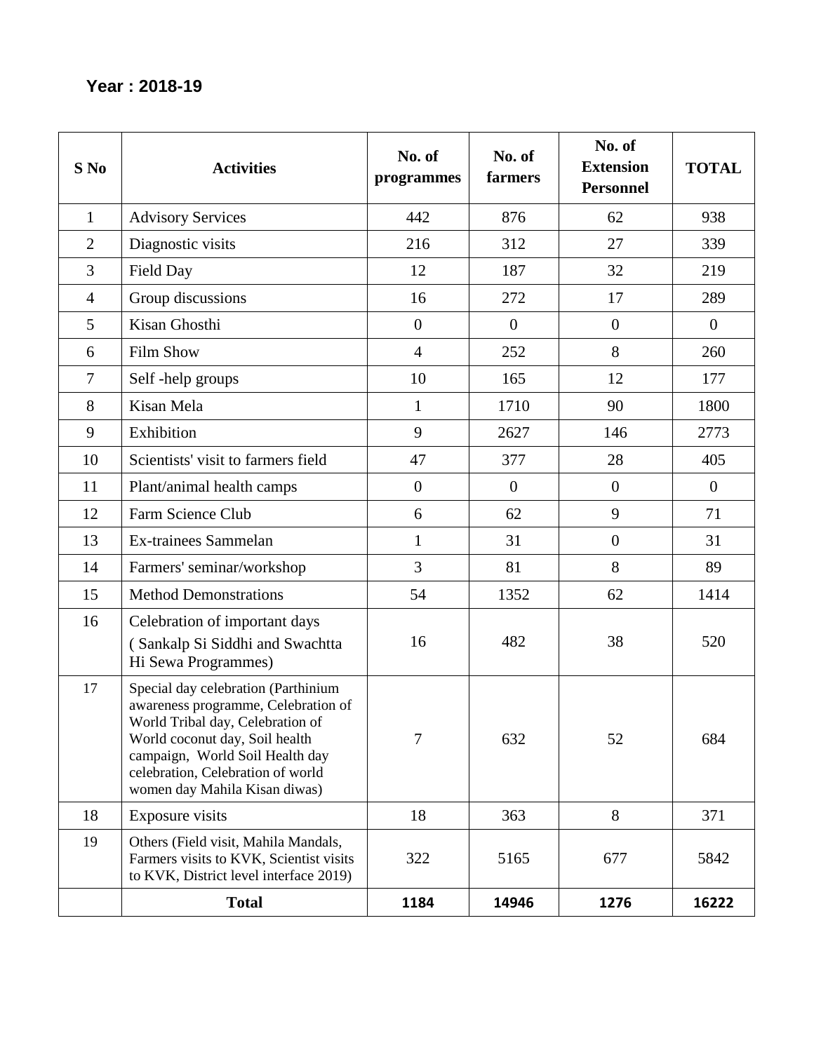**Year : 2018-19**

| S No | Activities | No. of programmes | No. of farmers | No. of Extension Personnel | TOTAL |
|---|---|---|---|---|---|
| 1 | Advisory Services | 442 | 876 | 62 | 938 |
| 2 | Diagnostic visits | 216 | 312 | 27 | 339 |
| 3 | Field Day | 12 | 187 | 32 | 219 |
| 4 | Group discussions | 16 | 272 | 17 | 289 |
| 5 | Kisan Ghosthi | 0 | 0 | 0 | 0 |
| 6 | Film Show | 4 | 252 | 8 | 260 |
| 7 | Self -help groups | 10 | 165 | 12 | 177 |
| 8 | Kisan Mela | 1 | 1710 | 90 | 1800 |
| 9 | Exhibition | 9 | 2627 | 146 | 2773 |
| 10 | Scientists' visit to farmers field | 47 | 377 | 28 | 405 |
| 11 | Plant/animal health camps | 0 | 0 | 0 | 0 |
| 12 | Farm Science Club | 6 | 62 | 9 | 71 |
| 13 | Ex-trainees Sammelan | 1 | 31 | 0 | 31 |
| 14 | Farmers' seminar/workshop | 3 | 81 | 8 | 89 |
| 15 | Method Demonstrations | 54 | 1352 | 62 | 1414 |
| 16 | Celebration of important days ( Sankalp Si Siddhi and Swachtta Hi Sewa Programmes) | 16 | 482 | 38 | 520 |
| 17 | Special day celebration (Parthinium awareness programme, Celebration of World Tribal day, Celebration of World coconut day, Soil health campaign, World Soil Health day celebration, Celebration of world women day Mahila Kisan diwas) | 7 | 632 | 52 | 684 |
| 18 | Exposure visits | 18 | 363 | 8 | 371 |
| 19 | Others (Field visit, Mahila Mandals, Farmers visits to KVK, Scientist visits to KVK, District level interface 2019) | 322 | 5165 | 677 | 5842 |
| | **Total** | **1184** | **14946** | **1276** | **16222** |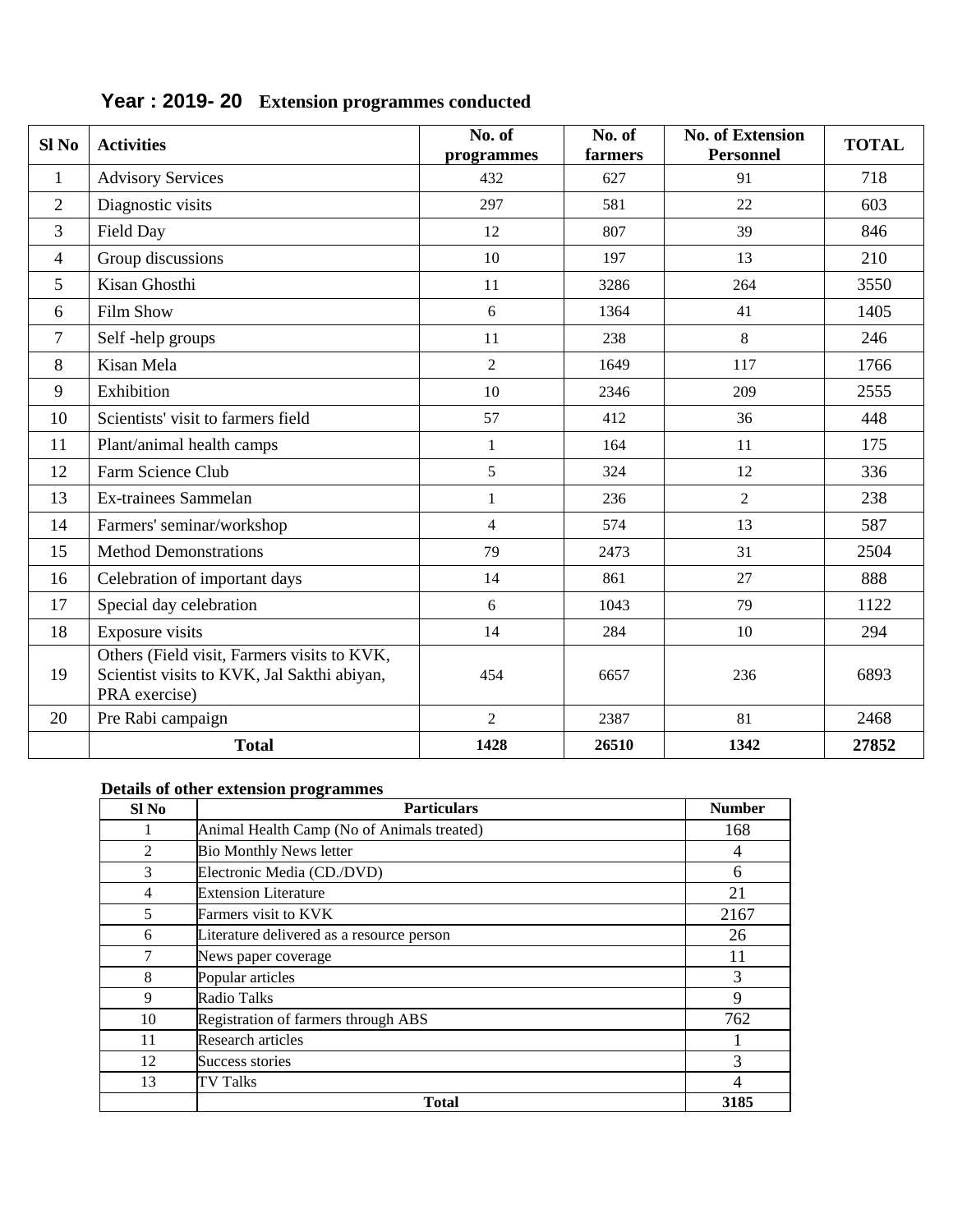## Year : 2019- 20 Extension programmes conducted

| Sl No | Activities | No. of programmes | No. of farmers | No. of Extension Personnel | TOTAL |
|---|---|---|---|---|---|
| 1 | Advisory Services | 432 | 627 | 91 | 718 |
| 2 | Diagnostic visits | 297 | 581 | 22 | 603 |
| 3 | Field Day | 12 | 807 | 39 | 846 |
| 4 | Group discussions | 10 | 197 | 13 | 210 |
| 5 | Kisan Ghosthi | 11 | 3286 | 264 | 3550 |
| 6 | Film Show | 6 | 1364 | 41 | 1405 |
| 7 | Self -help groups | 11 | 238 | 8 | 246 |
| 8 | Kisan Mela | 2 | 1649 | 117 | 1766 |
| 9 | Exhibition | 10 | 2346 | 209 | 2555 |
| 10 | Scientists' visit to farmers field | 57 | 412 | 36 | 448 |
| 11 | Plant/animal health camps | 1 | 164 | 11 | 175 |
| 12 | Farm Science Club | 5 | 324 | 12 | 336 |
| 13 | Ex-trainees Sammelan | 1 | 236 | 2 | 238 |
| 14 | Farmers' seminar/workshop | 4 | 574 | 13 | 587 |
| 15 | Method Demonstrations | 79 | 2473 | 31 | 2504 |
| 16 | Celebration of important days | 14 | 861 | 27 | 888 |
| 17 | Special day celebration | 6 | 1043 | 79 | 1122 |
| 18 | Exposure visits | 14 | 284 | 10 | 294 |
| 19 | Others (Field visit, Farmers visits to KVK, Scientist visits to KVK, Jal Sakthi abiyan, PRA exercise) | 454 | 6657 | 236 | 6893 |
| 20 | Pre Rabi campaign | 2 | 2387 | 81 | 2468 |
| | **Total** | **1428** | **26510** | **1342** | **27852** |

**Details of other extension programmes**

| Sl No | Particulars | Number |
|---|---|---|
| 1 | Animal Health Camp (No of Animals treated) | 168 |
| 2 | Bio Monthly News letter | 4 |
| 3 | Electronic Media (CD./DVD) | 6 |
| 4 | Extension Literature | 21 |
| 5 | Farmers visit to KVK | 2167 |
| 6 | Literature delivered as a resource person | 26 |
| 7 | News paper coverage | 11 |
| 8 | Popular articles | 3 |
| 9 | Radio Talks | 9 |
| 10 | Registration of farmers through ABS | 762 |
| 11 | Research articles | 1 |
| 12 | Success stories | 3 |
| 13 | TV Talks | 4 |
| | **Total** | **3185** |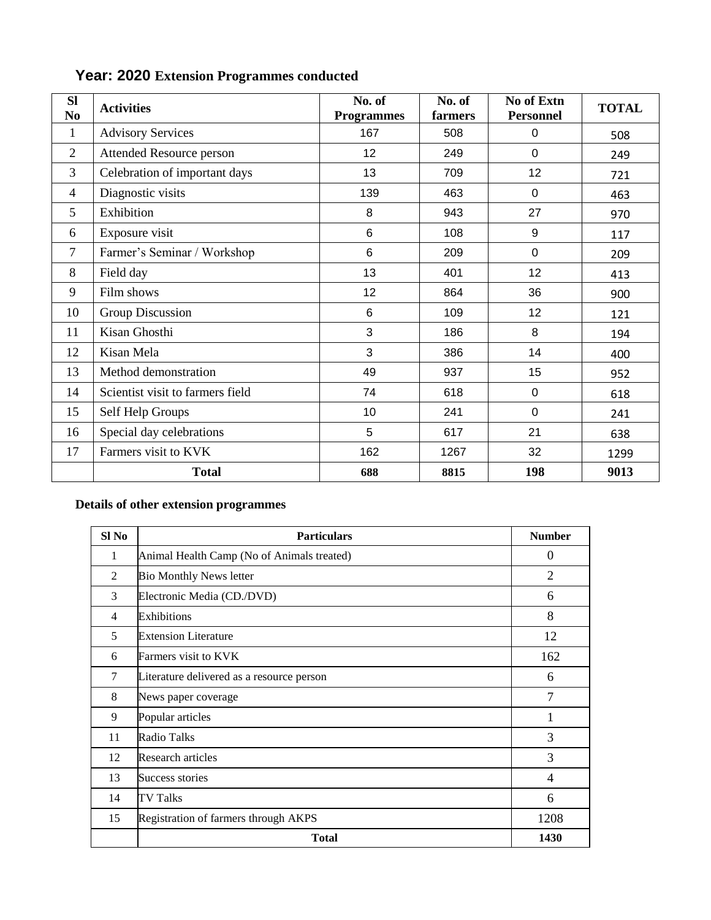## Year: 2020 Extension Programmes conducted

| Sl No | Activities | No. of Programmes | No. of farmers | No of Extn Personnel | TOTAL |
|---|---|---|---|---|---|
| 1 | Advisory Services | 167 | 508 | 0 | 508 |
| 2 | Attended Resource person | 12 | 249 | 0 | 249 |
| 3 | Celebration of important days | 13 | 709 | 12 | 721 |
| 4 | Diagnostic visits | 139 | 463 | 0 | 463 |
| 5 | Exhibition | 8 | 943 | 27 | 970 |
| 6 | Exposure visit | 6 | 108 | 9 | 117 |
| 7 | Farmer's Seminar / Workshop | 6 | 209 | 0 | 209 |
| 8 | Field day | 13 | 401 | 12 | 413 |
| 9 | Film shows | 12 | 864 | 36 | 900 |
| 10 | Group Discussion | 6 | 109 | 12 | 121 |
| 11 | Kisan Ghosthi | 3 | 186 | 8 | 194 |
| 12 | Kisan Mela | 3 | 386 | 14 | 400 |
| 13 | Method demonstration | 49 | 937 | 15 | 952 |
| 14 | Scientist visit to farmers field | 74 | 618 | 0 | 618 |
| 15 | Self Help Groups | 10 | 241 | 0 | 241 |
| 16 | Special day celebrations | 5 | 617 | 21 | 638 |
| 17 | Farmers visit to KVK | 162 | 1267 | 32 | 1299 |
| | **Total** | **688** | **8815** | **198** | **9013** |

**Details of other extension programmes**

| Sl No | Particulars | Number |
|---|---|---|
| 1 | Animal Health Camp (No of Animals treated) | 0 |
| 2 | Bio Monthly News letter | 2 |
| 3 | Electronic Media (CD./DVD) | 6 |
| 4 | Exhibitions | 8 |
| 5 | Extension Literature | 12 |
| 6 | Farmers visit to KVK | 162 |
| 7 | Literature delivered as a resource person | 6 |
| 8 | News paper coverage | 7 |
| 9 | Popular articles | 1 |
| 11 | Radio Talks | 3 |
| 12 | Research articles | 3 |
| 13 | Success stories | 4 |
| 14 | TV Talks | 6 |
| 15 | Registration of farmers through AKPS | 1208 |
| | **Total** | **1430** |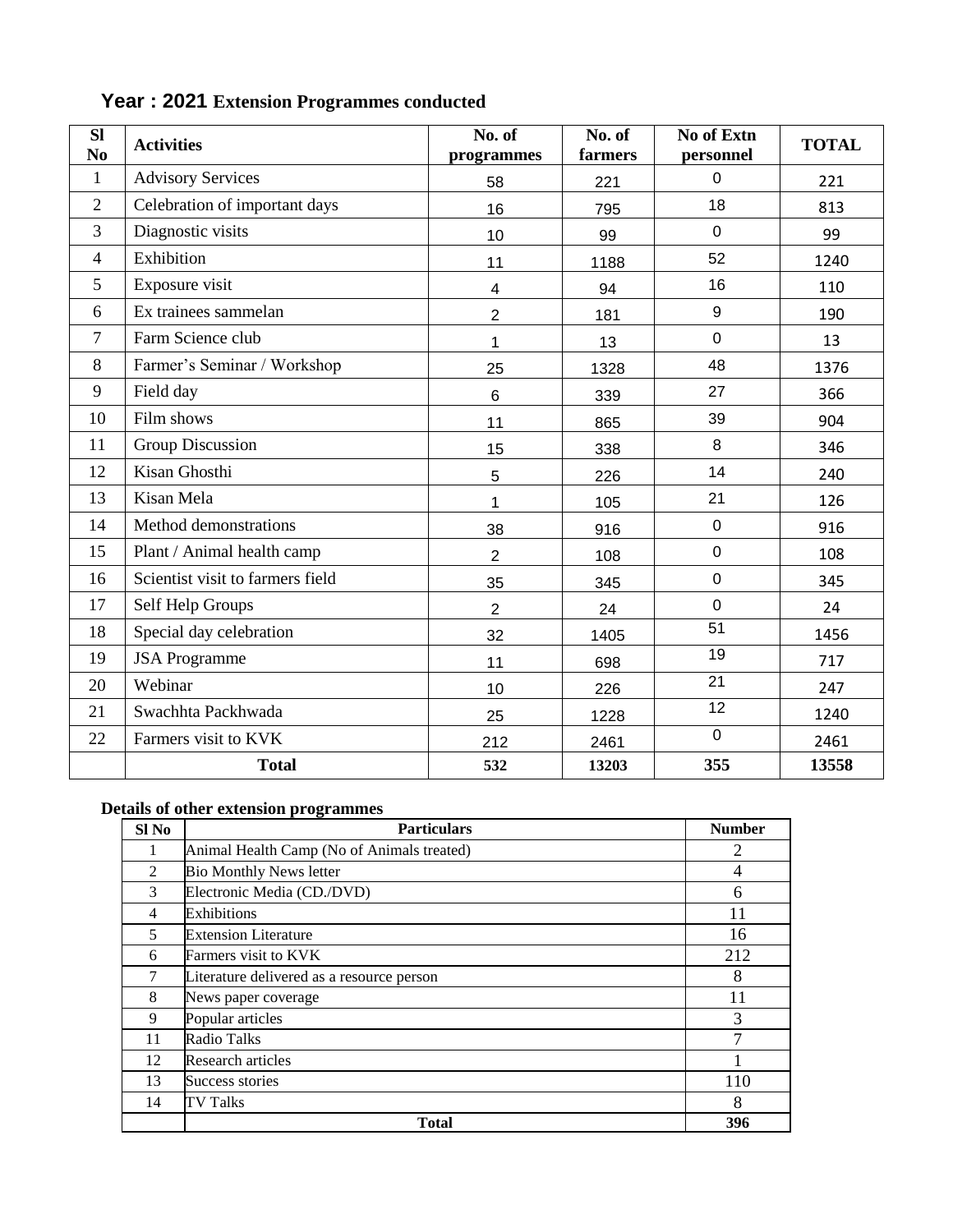## Year : 2021 Extension Programmes conducted

| Sl No | Activities | No. of programmes | No. of farmers | No of Extn personnel | TOTAL |
|---|---|---|---|---|---|
| 1 | Advisory Services | 58 | 221 | 0 | 221 |
| 2 | Celebration of important days | 16 | 795 | 18 | 813 |
| 3 | Diagnostic visits | 10 | 99 | 0 | 99 |
| 4 | Exhibition | 11 | 1188 | 52 | 1240 |
| 5 | Exposure visit | 4 | 94 | 16 | 110 |
| 6 | Ex trainees sammelan | 2 | 181 | 9 | 190 |
| 7 | Farm Science club | 1 | 13 | 0 | 13 |
| 8 | Farmer's Seminar / Workshop | 25 | 1328 | 48 | 1376 |
| 9 | Field day | 6 | 339 | 27 | 366 |
| 10 | Film shows | 11 | 865 | 39 | 904 |
| 11 | Group Discussion | 15 | 338 | 8 | 346 |
| 12 | Kisan Ghosthi | 5 | 226 | 14 | 240 |
| 13 | Kisan Mela | 1 | 105 | 21 | 126 |
| 14 | Method demonstrations | 38 | 916 | 0 | 916 |
| 15 | Plant / Animal health camp | 2 | 108 | 0 | 108 |
| 16 | Scientist visit to farmers field | 35 | 345 | 0 | 345 |
| 17 | Self Help Groups | 2 | 24 | 0 | 24 |
| 18 | Special day celebration | 32 | 1405 | 51 | 1456 |
| 19 | JSA Programme | 11 | 698 | 19 | 717 |
| 20 | Webinar | 10 | 226 | 21 | 247 |
| 21 | Swachhta Packhwada | 25 | 1228 | 12 | 1240 |
| 22 | Farmers visit to KVK | 212 | 2461 | 0 | 2461 |
| | **Total** | **532** | **13203** | **355** | **13558** |

**Details of other extension programmes**

| Sl No | Particulars | Number |
|---|---|---|
| 1 | Animal Health Camp (No of Animals treated) | 2 |
| 2 | Bio Monthly News letter | 4 |
| 3 | Electronic Media (CD./DVD) | 6 |
| 4 | Exhibitions | 11 |
| 5 | Extension Literature | 16 |
| 6 | Farmers visit to KVK | 212 |
| 7 | Literature delivered as a resource person | 8 |
| 8 | News paper coverage | 11 |
| 9 | Popular articles | 3 |
| 11 | Radio Talks | 7 |
| 12 | Research articles | 1 |
| 13 | Success stories | 110 |
| 14 | TV Talks | 8 |
| | **Total** | **396** |